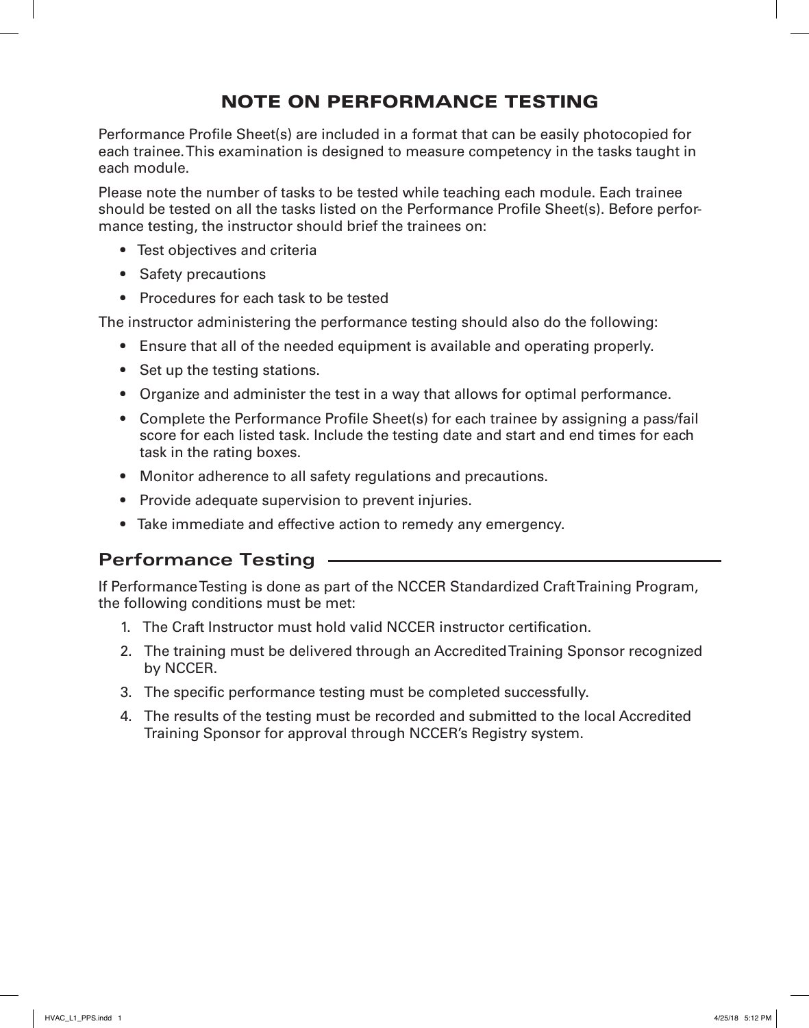# NOTE ON PERFORMANCE TESTING

Performance Profile Sheet(s) are included in a format that can be easily photocopied for each trainee. This examination is designed to measure competency in the tasks taught in each module.

Please note the number of tasks to be tested while teaching each module. Each trainee should be tested on all the tasks listed on the Performance Profile Sheet(s). Before performance testing, the instructor should brief the trainees on:

- Test objectives and criteria
- Safety precautions
- Procedures for each task to be tested

The instructor administering the performance testing should also do the following:

- Ensure that all of the needed equipment is available and operating properly.
- Set up the testing stations.
- Organize and administer the test in a way that allows for optimal performance.
- Complete the Performance Profile Sheet(s) for each trainee by assigning a pass/fail score for each listed task. Include the testing date and start and end times for each task in the rating boxes.
- Monitor adherence to all safety regulations and precautions.
- Provide adequate supervision to prevent injuries.
- Take immediate and effective action to remedy any emergency.

## Performance Testing

If Performance Testing is done as part of the NCCER Standardized Craft Training Program, the following conditions must be met:

1. The Craft Instructor must hold valid NCCER instructor certification.
2. The training must be delivered through an Accredited Training Sponsor recognized by NCCER.
3. The specific performance testing must be completed successfully.
4. The results of the testing must be recorded and submitted to the local Accredited Training Sponsor for approval through NCCER's Registry system.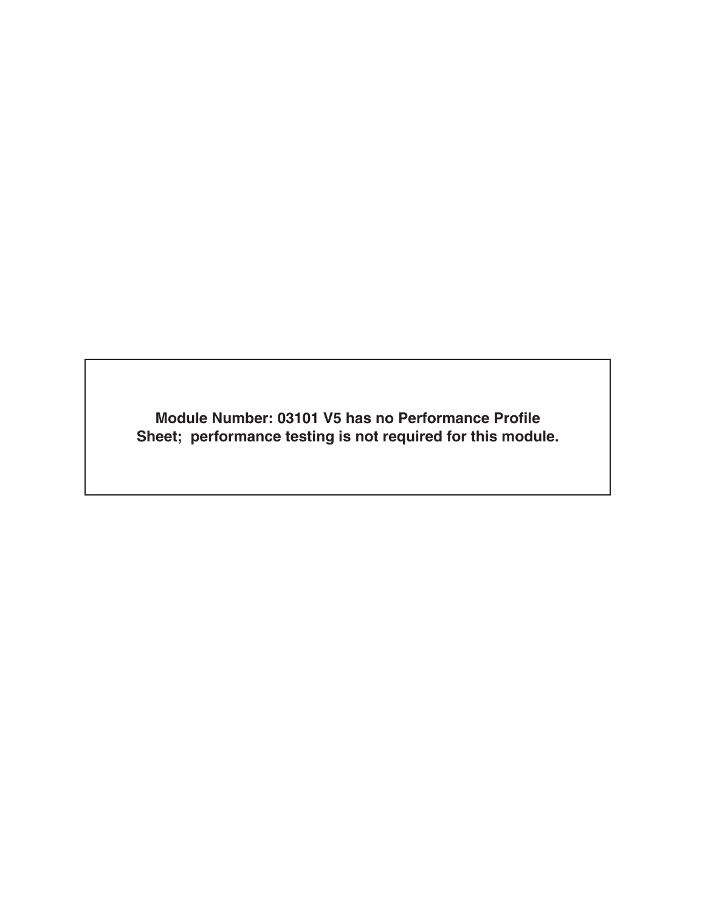**Module Number: 03101 V5 has no Performance Profile Sheet;  performance testing is not required for this module.**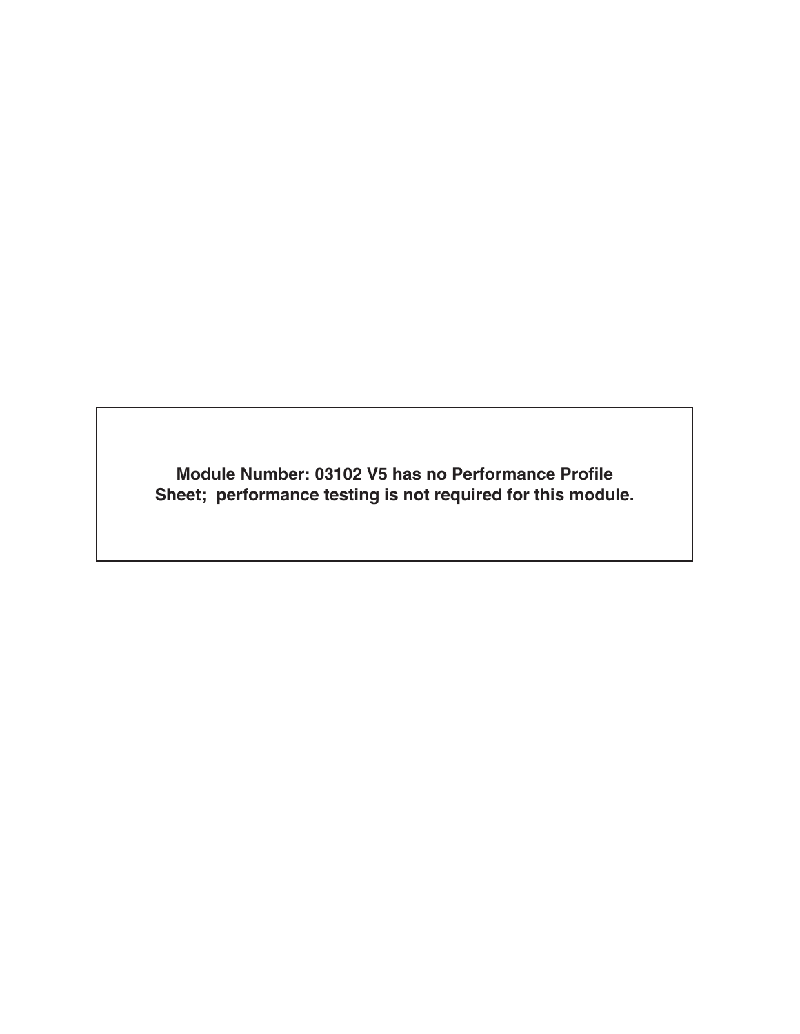**Module Number: 03102 V5 has no Performance Profile Sheet;  performance testing is not required for this module.**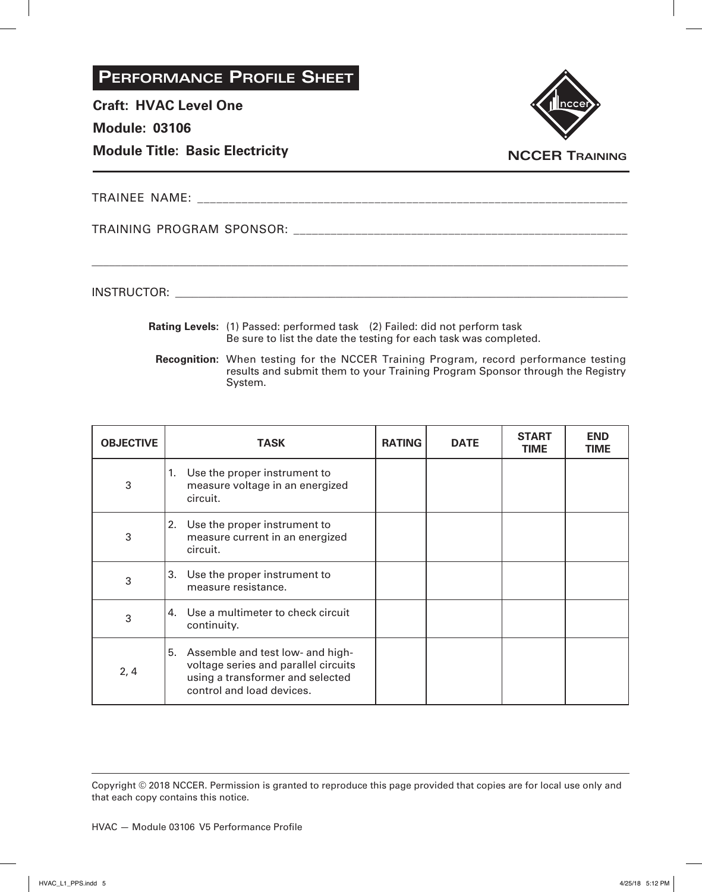# Performance Profile Sheet

**Craft: HVAC Level One**

**Module: 03106**

**Module Title: Basic Electricity**

NCCER Training

TRAINEE NAME: ____________________________________________

TRAINING PROGRAM SPONSOR: ____________________________________________

____________________________________________

INSTRUCTOR: ____________________________________________

**Rating Levels:** (1) Passed: performed task (2) Failed: did not perform task
Be sure to list the date the testing for each task was completed.

**Recognition:** When testing for the NCCER Training Program, record performance testing results and submit them to your Training Program Sponsor through the Registry System.

| OBJECTIVE | TASK | RATING | DATE | START TIME | END TIME |
|---|---|---|---|---|---|
| 3 | 1. Use the proper instrument to measure voltage in an energized circuit. | | | | |
| 3 | 2. Use the proper instrument to measure current in an energized circuit. | | | | |
| 3 | 3. Use the proper instrument to measure resistance. | | | | |
| 3 | 4. Use a multimeter to check circuit continuity. | | | | |
| 2, 4 | 5. Assemble and test low- and high-voltage series and parallel circuits using a transformer and selected control and load devices. | | | | |

Copyright © 2018 NCCER. Permission is granted to reproduce this page provided that copies are for local use only and that each copy contains this notice.

HVAC — Module 03106 V5 Performance Profile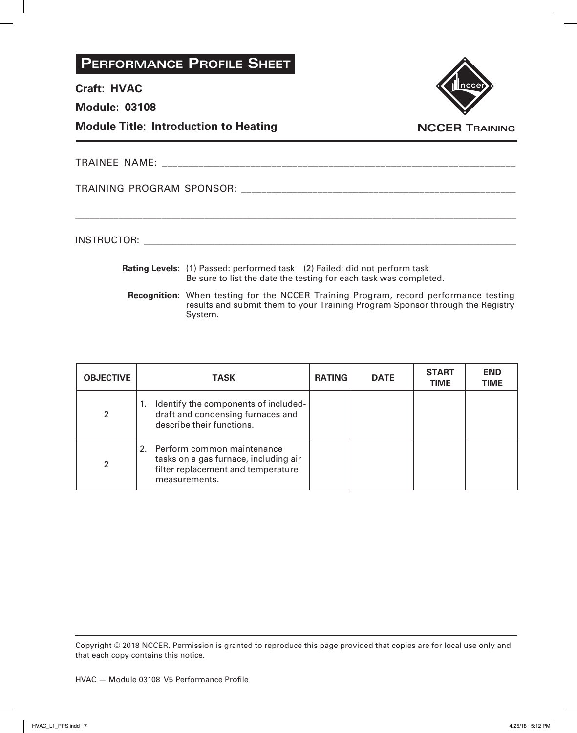# Performance Profile Sheet

**Craft: HVAC**

**Module: 03108**

**Module Title: Introduction to Heating**

NCCER Training

TRAINEE NAME: ___________________________________________________________________

TRAINING PROGRAM SPONSOR: ___________________________________________________

_________________________________________________________________________________

INSTRUCTOR: ______________________________________________________________________

**Rating Levels:** (1) Passed: performed task (2) Failed: did not perform task
Be sure to list the date the testing for each task was completed.

**Recognition:** When testing for the NCCER Training Program, record performance testing results and submit them to your Training Program Sponsor through the Registry System.

| OBJECTIVE | TASK | RATING | DATE | START TIME | END TIME |
|---|---|---|---|---|---|
| 2 | 1. Identify the components of included-draft and condensing furnaces and describe their functions. | | | | |
| 2 | 2. Perform common maintenance tasks on a gas furnace, including air filter replacement and temperature measurements. | | | | |

Copyright © 2018 NCCER. Permission is granted to reproduce this page provided that copies are for local use only and that each copy contains this notice.

HVAC — Module 03108 V5 Performance Profile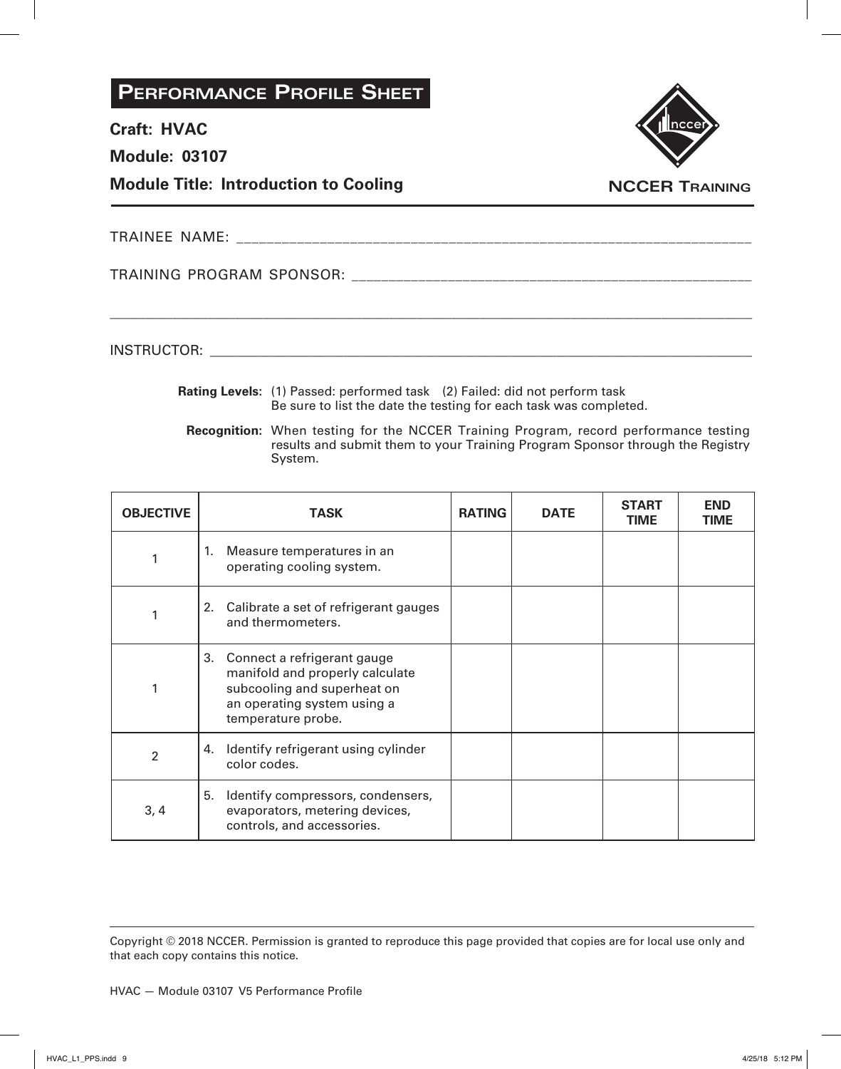# Performance Profile Sheet

**Craft: HVAC**

**Module: 03107**

**Module Title: Introduction to Cooling**

NCCER Training

TRAINEE NAME: ______________________________________________

TRAINING PROGRAM SPONSOR: ______________________________________________

______________________________________________

INSTRUCTOR: ______________________________________________

**Rating Levels:** (1) Passed: performed task (2) Failed: did not perform task
Be sure to list the date the testing for each task was completed.

**Recognition:** When testing for the NCCER Training Program, record performance testing results and submit them to your Training Program Sponsor through the Registry System.

| OBJECTIVE | TASK | RATING | DATE | START TIME | END TIME |
|---|---|---|---|---|---|
| 1 | 1. Measure temperatures in an operating cooling system. | | | | |
| 1 | 2. Calibrate a set of refrigerant gauges and thermometers. | | | | |
| 1 | 3. Connect a refrigerant gauge manifold and properly calculate subcooling and superheat on an operating system using a temperature probe. | | | | |
| 2 | 4. Identify refrigerant using cylinder color codes. | | | | |
| 3, 4 | 5. Identify compressors, condensers, evaporators, metering devices, controls, and accessories. | | | | |

Copyright © 2018 NCCER. Permission is granted to reproduce this page provided that copies are for local use only and that each copy contains this notice.

HVAC — Module 03107 V5 Performance Profile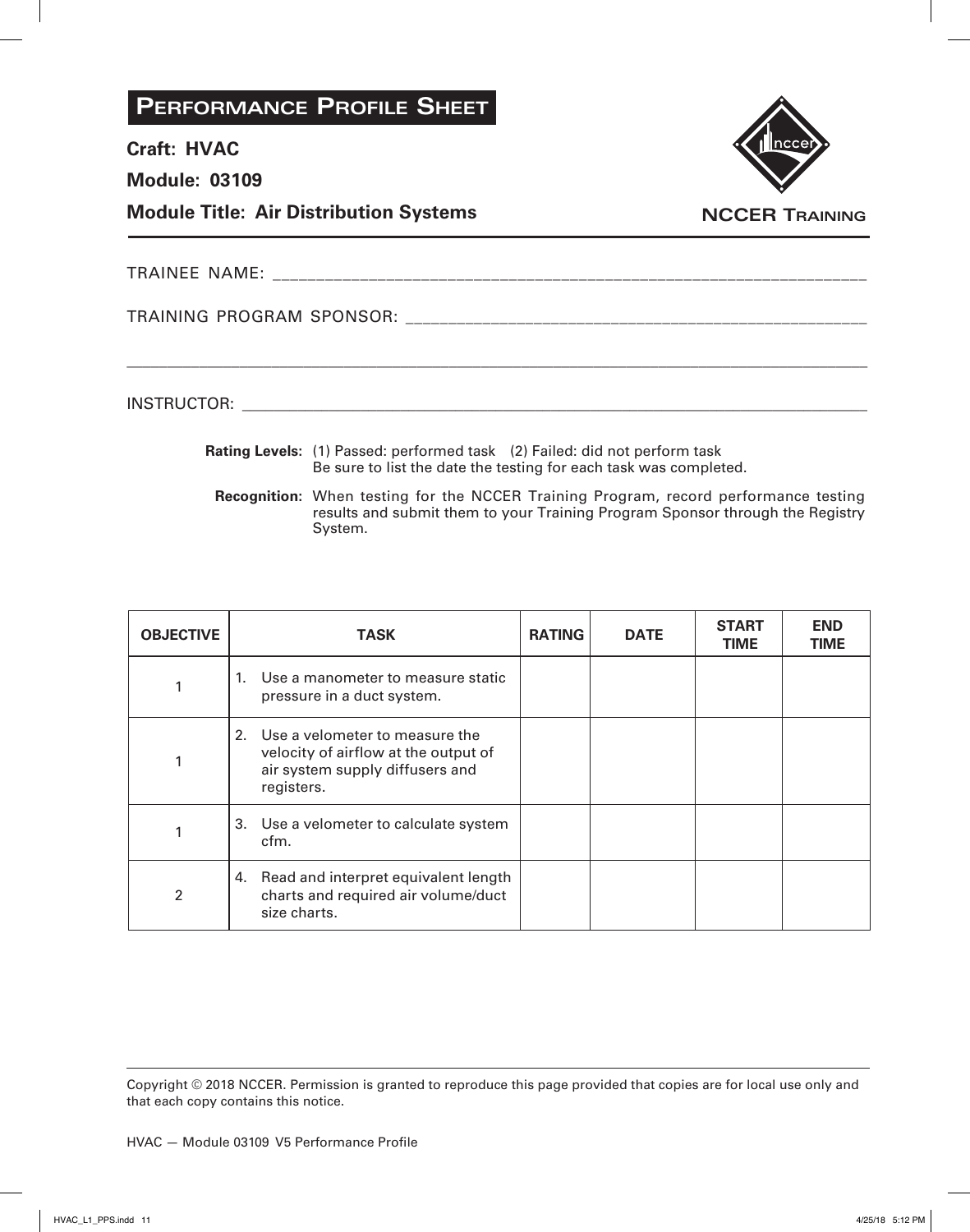# Performance Profile Sheet

**Craft: HVAC**

**Module: 03109**

**Module Title: Air Distribution Systems**

NCCER Training

TRAINEE NAME: ______________________________________________

TRAINING PROGRAM SPONSOR: ______________________________________________

______________________________________________

INSTRUCTOR: ______________________________________________

**Rating Levels:** (1) Passed: performed task (2) Failed: did not perform task
Be sure to list the date the testing for each task was completed.

**Recognition:** When testing for the NCCER Training Program, record performance testing results and submit them to your Training Program Sponsor through the Registry System.

| OBJECTIVE | TASK | RATING | DATE | START TIME | END TIME |
|---|---|---|---|---|---|
| 1 | 1. Use a manometer to measure static pressure in a duct system. | | | | |
| 1 | 2. Use a velometer to measure the velocity of airflow at the output of air system supply diffusers and registers. | | | | |
| 1 | 3. Use a velometer to calculate system cfm. | | | | |
| 2 | 4. Read and interpret equivalent length charts and required air volume/duct size charts. | | | | |

Copyright © 2018 NCCER. Permission is granted to reproduce this page provided that copies are for local use only and that each copy contains this notice.

HVAC — Module 03109 V5 Performance Profile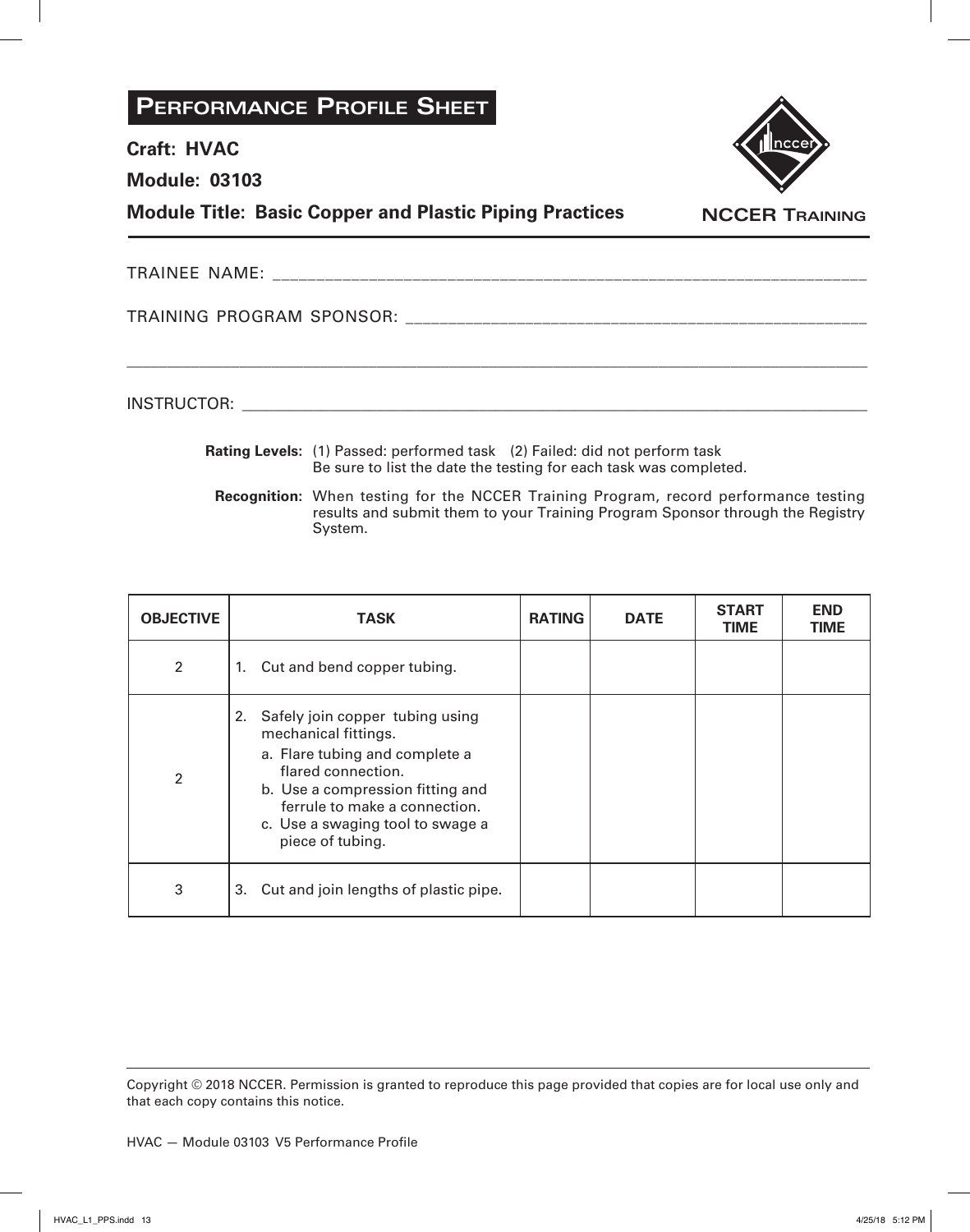# Performance Profile Sheet

**Craft: HVAC**

**Module: 03103**

**Module Title: Basic Copper and Plastic Piping Practices**

NCCER Training

TRAINEE NAME: ___________________________________________

TRAINING PROGRAM SPONSOR: ___________________________________________

___________________________________________

INSTRUCTOR: ___________________________________________

**Rating Levels:** (1) Passed: performed task (2) Failed: did not perform task
Be sure to list the date the testing for each task was completed.

**Recognition:** When testing for the NCCER Training Program, record performance testing results and submit them to your Training Program Sponsor through the Registry System.

| OBJECTIVE | TASK | RATING | DATE | START TIME | END TIME |
|---|---|---|---|---|---|
| 2 | 1. Cut and bend copper tubing. | | | | |
| 2 | 2. Safely join copper tubing using mechanical fittings.<br>a. Flare tubing and complete a flared connection.<br>b. Use a compression fitting and ferrule to make a connection.<br>c. Use a swaging tool to swage a piece of tubing. | | | | |
| 3 | 3. Cut and join lengths of plastic pipe. | | | | |

Copyright © 2018 NCCER. Permission is granted to reproduce this page provided that copies are for local use only and that each copy contains this notice.

HVAC — Module 03103 V5 Performance Profile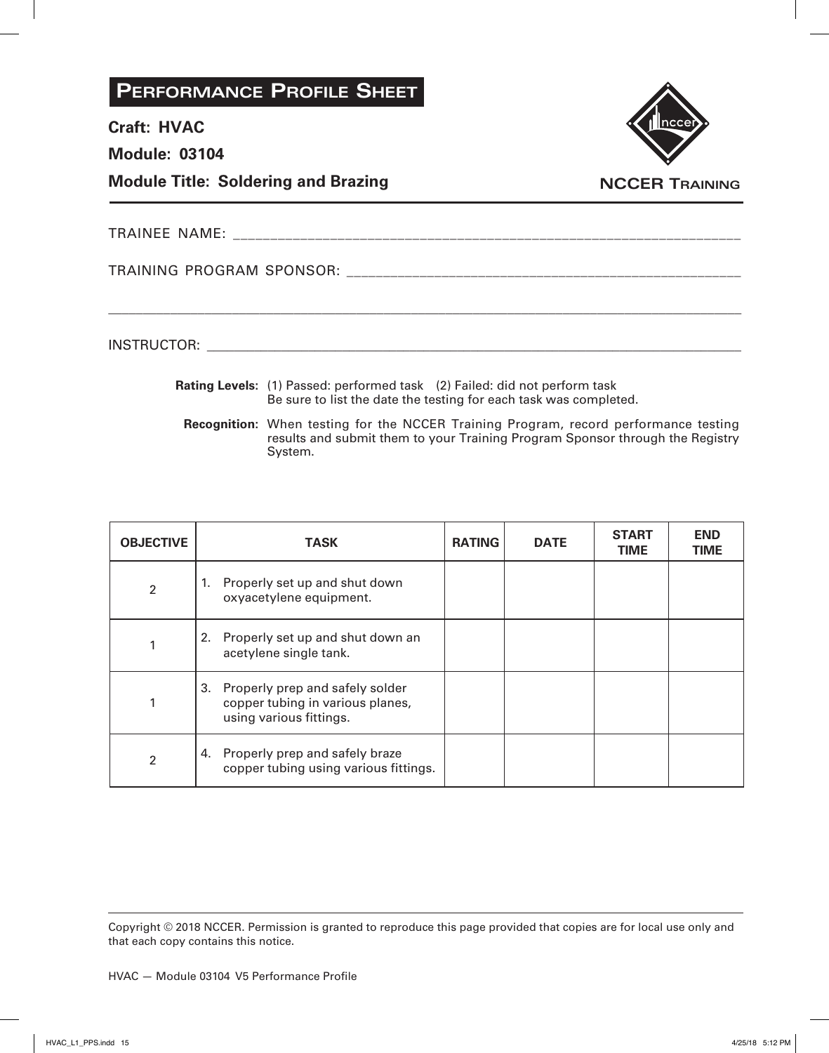# Performance Profile Sheet

**Craft: HVAC**

**Module: 03104**

**Module Title: Soldering and Brazing**

NCCER Training

TRAINEE NAME: ______________________________________________

TRAINING PROGRAM SPONSOR: ______________________________________________

______________________________________________

INSTRUCTOR: ______________________________________________

**Rating Levels:** (1) Passed: performed task (2) Failed: did not perform task
Be sure to list the date the testing for each task was completed.

**Recognition:** When testing for the NCCER Training Program, record performance testing results and submit them to your Training Program Sponsor through the Registry System.

| OBJECTIVE | TASK | RATING | DATE | START TIME | END TIME |
|---|---|---|---|---|---|
| 2 | 1. Properly set up and shut down oxyacetylene equipment. | | | | |
| 1 | 2. Properly set up and shut down an acetylene single tank. | | | | |
| 1 | 3. Properly prep and safely solder copper tubing in various planes, using various fittings. | | | | |
| 2 | 4. Properly prep and safely braze copper tubing using various fittings. | | | | |

Copyright © 2018 NCCER. Permission is granted to reproduce this page provided that copies are for local use only and that each copy contains this notice.

HVAC — Module 03104 V5 Performance Profile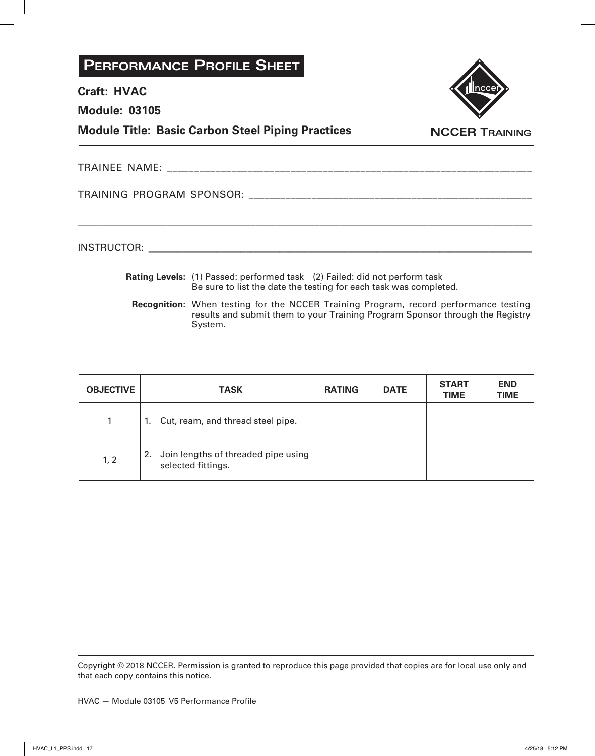# Performance Profile Sheet

**Craft: HVAC**

**Module: 03105**

**Module Title: Basic Carbon Steel Piping Practices**

NCCER Training

TRAINEE NAME: ___________________________________________

TRAINING PROGRAM SPONSOR: ___________________________________________

___________________________________________

INSTRUCTOR: ___________________________________________

**Rating Levels:** (1) Passed: performed task (2) Failed: did not perform task
Be sure to list the date the testing for each task was completed.

**Recognition:** When testing for the NCCER Training Program, record performance testing results and submit them to your Training Program Sponsor through the Registry System.

| OBJECTIVE | TASK | RATING | DATE | START TIME | END TIME |
|---|---|---|---|---|---|
| 1 | 1. Cut, ream, and thread steel pipe. | | | | |
| 1, 2 | 2. Join lengths of threaded pipe using selected fittings. | | | | |

Copyright © 2018 NCCER. Permission is granted to reproduce this page provided that copies are for local use only and that each copy contains this notice.

HVAC — Module 03105 V5 Performance Profile